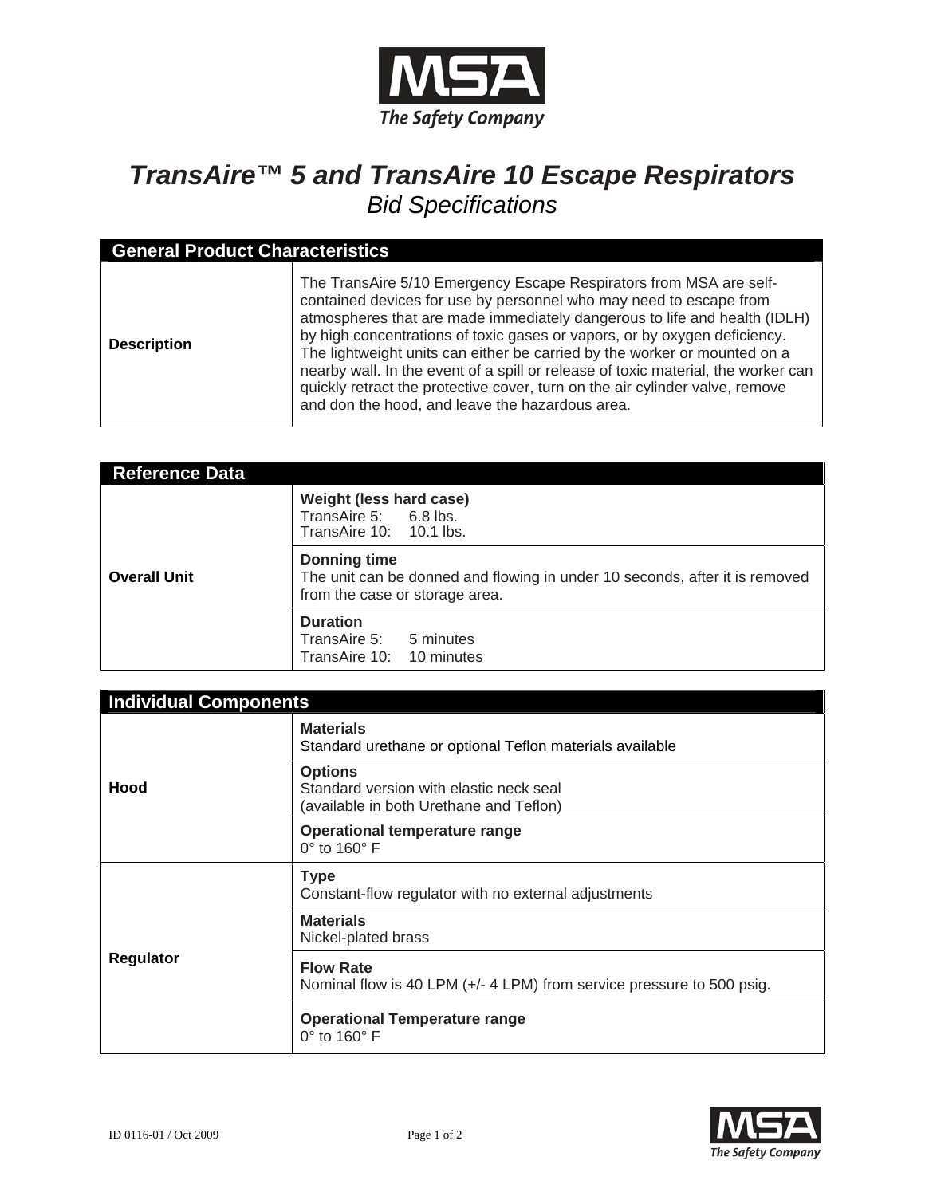# *TransAire™ 5 and TransAire 10 Escape Respirators*

## *Bid Specifications*

| General Product Characteristics | |
|---|---|
| **Description** | The TransAire 5/10 Emergency Escape Respirators from MSA are self-contained devices for use by personnel who may need to escape from atmospheres that are made immediately dangerous to life and health (IDLH) by high concentrations of toxic gases or vapors, or by oxygen deficiency. The lightweight units can either be carried by the worker or mounted on a nearby wall. In the event of a spill or release of toxic material, the worker can quickly retract the protective cover, turn on the air cylinder valve, remove and don the hood, and leave the hazardous area. |

| Reference Data | |
|---|---|
| **Overall Unit** | **Weight (less hard case)**<br>TransAire 5: 6.8 lbs.<br>TransAire 10: 10.1 lbs. |
| | **Donning time**<br>The unit can be donned and flowing in under 10 seconds, after it is removed from the case or storage area. |
| | **Duration**<br>TransAire 5: 5 minutes<br>TransAire 10: 10 minutes |

| Individual Components | |
|---|---|
| **Hood** | **Materials**<br>Standard urethane or optional Teflon materials available |
| | **Options**<br>Standard version with elastic neck seal<br>(available in both Urethane and Teflon) |
| | **Operational temperature range**<br>0° to 160° F |
| **Regulator** | **Type**<br>Constant-flow regulator with no external adjustments |
| | **Materials**<br>Nickel-plated brass |
| | **Flow Rate**<br>Nominal flow is 40 LPM (+/- 4 LPM) from service pressure to 500 psig. |
| | **Operational Temperature range**<br>0° to 160° F |

ID 0116-01 / Oct 2009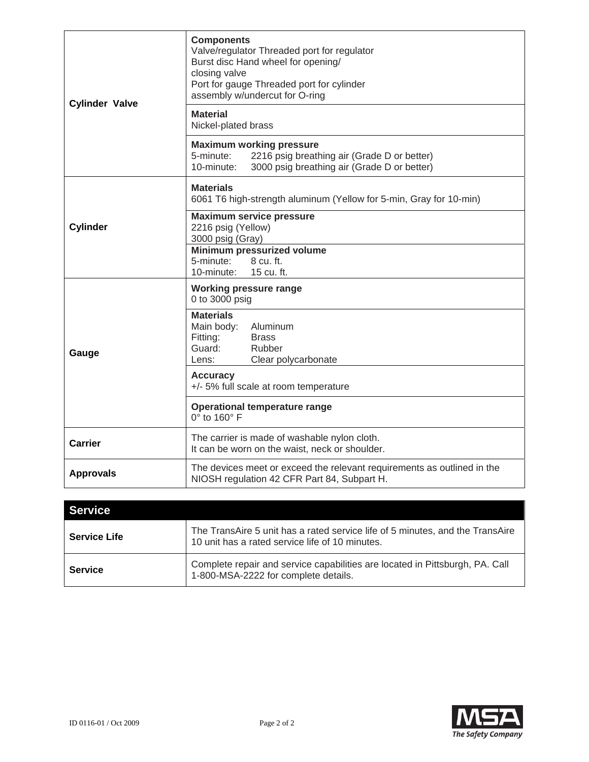| | |
|---|---|
| **Cylinder Valve** | **Components**<br>Valve/regulator Threaded port for regulator<br>Burst disc Hand wheel for opening/<br>closing valve<br>Port for gauge Threaded port for cylinder<br>assembly w/undercut for O-ring |
| | **Material**<br>Nickel-plated brass |
| | **Maximum working pressure**<br>5-minute: 2216 psig breathing air (Grade D or better)<br>10-minute: 3000 psig breathing air (Grade D or better) |
| **Cylinder** | **Materials**<br>6061 T6 high-strength aluminum (Yellow for 5-min, Gray for 10-min) |
| | **Maximum service pressure**<br>2216 psig (Yellow)<br>3000 psig (Gray) |
| | **Minimum pressurized volume**<br>5-minute: 8 cu. ft.<br>10-minute: 15 cu. ft. |
| **Gauge** | **Working pressure range**<br>0 to 3000 psig |
| | **Materials**<br>Main body: Aluminum<br>Fitting: Brass<br>Guard: Rubber<br>Lens: Clear polycarbonate |
| | **Accuracy**<br>+/- 5% full scale at room temperature |
| | **Operational temperature range**<br>0° to 160° F |
| **Carrier** | The carrier is made of washable nylon cloth.<br>It can be worn on the waist, neck or shoulder. |
| **Approvals** | The devices meet or exceed the relevant requirements as outlined in the NIOSH regulation 42 CFR Part 84, Subpart H. |

| **Service** | |
|---|---|
| **Service Life** | The TransAire 5 unit has a rated service life of 5 minutes, and the TransAire 10 unit has a rated service life of 10 minutes. |
| **Service** | Complete repair and service capabilities are located in Pittsburgh, PA. Call 1-800-MSA-2222 for complete details. |

ID 0116-01 / Oct 2009

MSA The Safety Company